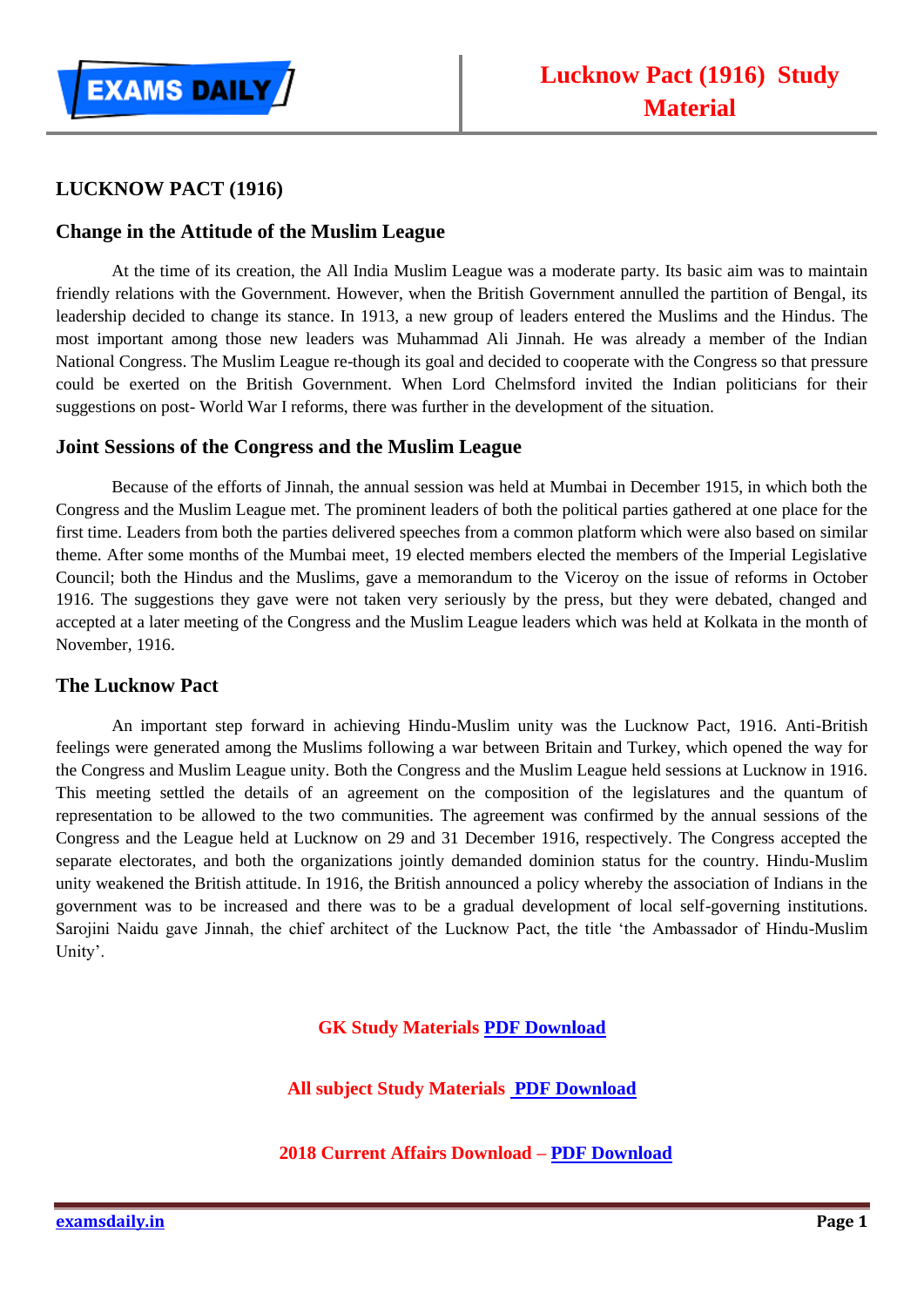# LUCKNOW PACT (1916)

## Change in the Attitude of the Muslim League

At the time of its creation, the All India Muslim League was a moderate party. Its basic aim was to maintain friendly relations with the Government. However, when the British Government annulled the partition of Bengal, its leadership decided to change its stance. In 1913, a new group of leaders entered the Muslims and the Hindus. The most important among those new leaders was Muhammad Ali Jinnah. He was already a member of the Indian National Congress. The Muslim League re-though its goal and decided to cooperate with the Congress so that pressure could be exerted on the British Government. When Lord Chelmsford invited the Indian politicians for their suggestions on post- World War I reforms, there was further in the development of the situation.

## Joint Sessions of the Congress and the Muslim League

Because of the efforts of Jinnah, the annual session was held at Mumbai in December 1915, in which both the Congress and the Muslim League met. The prominent leaders of both the political parties gathered at one place for the first time. Leaders from both the parties delivered speeches from a common platform which were also based on similar theme. After some months of the Mumbai meet, 19 elected members elected the members of the Imperial Legislative Council; both the Hindus and the Muslims, gave a memorandum to the Viceroy on the issue of reforms in October 1916. The suggestions they gave were not taken very seriously by the press, but they were debated, changed and accepted at a later meeting of the Congress and the Muslim League leaders which was held at Kolkata in the month of November, 1916.

## The Lucknow Pact

An important step forward in achieving Hindu-Muslim unity was the Lucknow Pact, 1916. Anti-British feelings were generated among the Muslims following a war between Britain and Turkey, which opened the way for the Congress and Muslim League unity. Both the Congress and the Muslim League held sessions at Lucknow in 1916. This meeting settled the details of an agreement on the composition of the legislatures and the quantum of representation to be allowed to the two communities. The agreement was confirmed by the annual sessions of the Congress and the League held at Lucknow on 29 and 31 December 1916, respectively. The Congress accepted the separate electorates, and both the organizations jointly demanded dominion status for the country. Hindu-Muslim unity weakened the British attitude. In 1916, the British announced a policy whereby the association of Indians in the government was to be increased and there was to be a gradual development of local self-governing institutions. Sarojini Naidu gave Jinnah, the chief architect of the Lucknow Pact, the title 'the Ambassador of Hindu-Muslim Unity'.

**GK Study Materials PDF Download**

**All subject Study Materials PDF Download**

**2018 Current Affairs Download – PDF Download**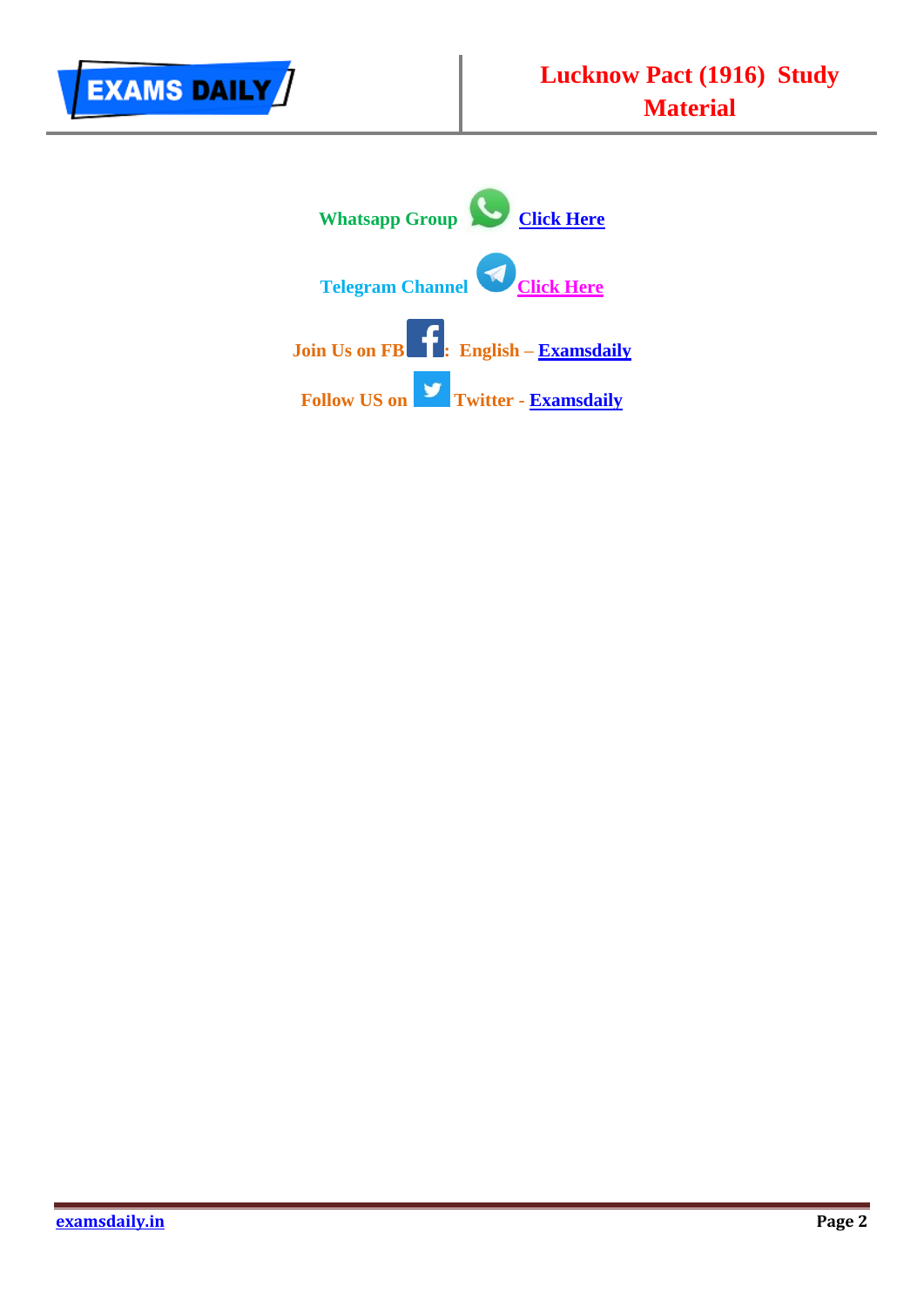**Whatsapp Group** Click Here

**Telegram Channel** Click Here

**Join Us on FB: English – Examsdaily**

**Follow US on Twitter - Examsdaily**